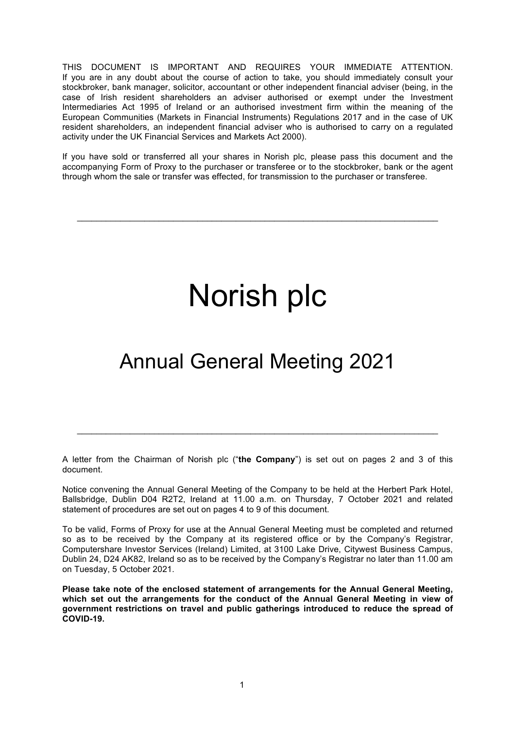THIS DOCUMENT IS IMPORTANT AND REQUIRES YOUR IMMEDIATE ATTENTION. If you are in any doubt about the course of action to take, you should immediately consult your stockbroker, bank manager, solicitor, accountant or other independent financial adviser (being, in the case of Irish resident shareholders an adviser authorised or exempt under the Investment Intermediaries Act 1995 of Ireland or an authorised investment firm within the meaning of the European Communities (Markets in Financial Instruments) Regulations 2017 and in the case of UK resident shareholders, an independent financial adviser who is authorised to carry on a regulated activity under the UK Financial Services and Markets Act 2000).

If you have sold or transferred all your shares in Norish plc, please pass this document and the accompanying Form of Proxy to the purchaser or transferee or to the stockbroker, bank or the agent through whom the sale or transfer was effected, for transmission to the purchaser or transferee.

---

# Norish plc

## Annual General Meeting 2021

---

A letter from the Chairman of Norish plc ("**the Company**") is set out on pages 2 and 3 of this document.

Notice convening the Annual General Meeting of the Company to be held at the Herbert Park Hotel, Ballsbridge, Dublin D04 R2T2, Ireland at 11.00 a.m. on Thursday, 7 October 2021 and related statement of procedures are set out on pages 4 to 9 of this document.

To be valid, Forms of Proxy for use at the Annual General Meeting must be completed and returned so as to be received by the Company at its registered office or by the Company's Registrar, Computershare Investor Services (Ireland) Limited, at 3100 Lake Drive, Citywest Business Campus, Dublin 24, D24 AK82, Ireland so as to be received by the Company's Registrar no later than 11.00 am on Tuesday, 5 October 2021.

**Please take note of the enclosed statement of arrangements for the Annual General Meeting, which set out the arrangements for the conduct of the Annual General Meeting in view of government restrictions on travel and public gatherings introduced to reduce the spread of COVID-19.**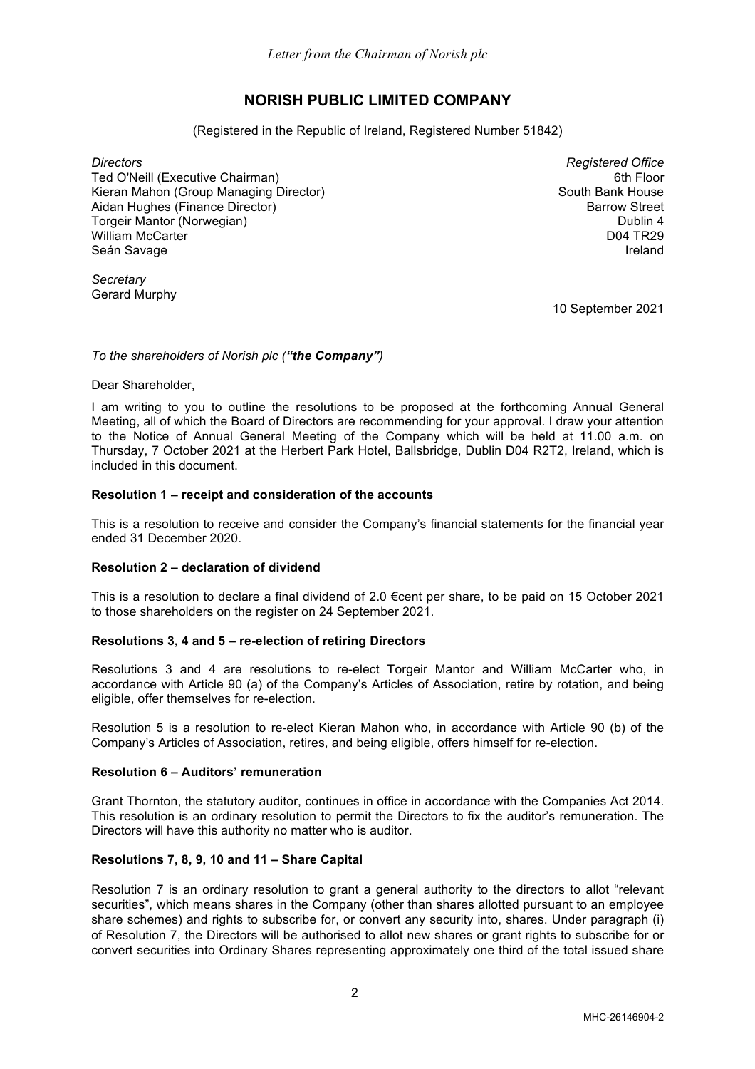*Letter from the Chairman of Norish plc*

# NORISH PUBLIC LIMITED COMPANY

(Registered in the Republic of Ireland, Registered Number 51842)

| | |
|---|---|
| *Directors* | *Registered Office* |
| Ted O'Neill (Executive Chairman) | 6th Floor |
| Kieran Mahon (Group Managing Director) | South Bank House |
| Aidan Hughes (Finance Director) | Barrow Street |
| Torgeir Mantor (Norwegian) | Dublin 4 |
| William McCarter | D04 TR29 |
| Seán Savage | Ireland |

*Secretary*
Gerard Murphy

10 September 2021

*To the shareholders of Norish plc (**"the Company"**)*

Dear Shareholder,

I am writing to you to outline the resolutions to be proposed at the forthcoming Annual General Meeting, all of which the Board of Directors are recommending for your approval. I draw your attention to the Notice of Annual General Meeting of the Company which will be held at 11.00 a.m. on Thursday, 7 October 2021 at the Herbert Park Hotel, Ballsbridge, Dublin D04 R2T2, Ireland, which is included in this document.

**Resolution 1 – receipt and consideration of the accounts**

This is a resolution to receive and consider the Company's financial statements for the financial year ended 31 December 2020.

**Resolution 2 – declaration of dividend**

This is a resolution to declare a final dividend of 2.0 €cent per share, to be paid on 15 October 2021 to those shareholders on the register on 24 September 2021.

**Resolutions 3, 4 and 5 – re-election of retiring Directors**

Resolutions 3 and 4 are resolutions to re-elect Torgeir Mantor and William McCarter who, in accordance with Article 90 (a) of the Company's Articles of Association, retire by rotation, and being eligible, offer themselves for re-election.

Resolution 5 is a resolution to re-elect Kieran Mahon who, in accordance with Article 90 (b) of the Company's Articles of Association, retires, and being eligible, offers himself for re-election.

**Resolution 6 – Auditors' remuneration**

Grant Thornton, the statutory auditor, continues in office in accordance with the Companies Act 2014. This resolution is an ordinary resolution to permit the Directors to fix the auditor's remuneration. The Directors will have this authority no matter who is auditor.

**Resolutions 7, 8, 9, 10 and 11 – Share Capital**

Resolution 7 is an ordinary resolution to grant a general authority to the directors to allot "relevant securities", which means shares in the Company (other than shares allotted pursuant to an employee share schemes) and rights to subscribe for, or convert any security into, shares. Under paragraph (i) of Resolution 7, the Directors will be authorised to allot new shares or grant rights to subscribe for or convert securities into Ordinary Shares representing approximately one third of the total issued share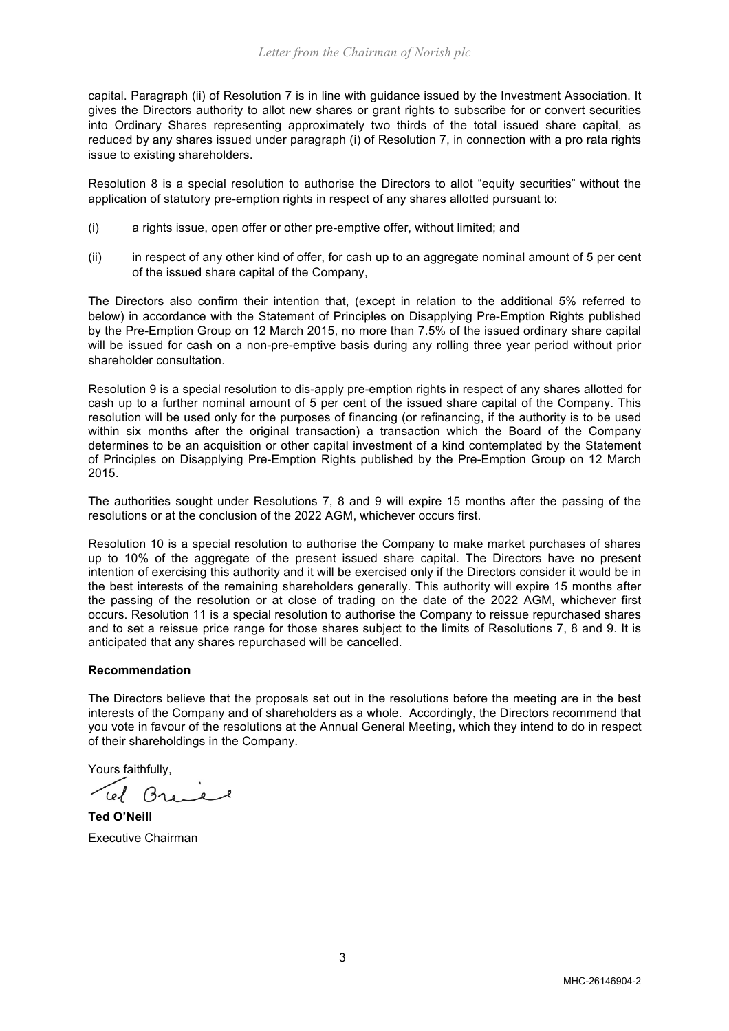capital. Paragraph (ii) of Resolution 7 is in line with guidance issued by the Investment Association. It gives the Directors authority to allot new shares or grant rights to subscribe for or convert securities into Ordinary Shares representing approximately two thirds of the total issued share capital, as reduced by any shares issued under paragraph (i) of Resolution 7, in connection with a pro rata rights issue to existing shareholders.

Resolution 8 is a special resolution to authorise the Directors to allot "equity securities" without the application of statutory pre-emption rights in respect of any shares allotted pursuant to:

(i) a rights issue, open offer or other pre-emptive offer, without limited; and

(ii) in respect of any other kind of offer, for cash up to an aggregate nominal amount of 5 per cent of the issued share capital of the Company,

The Directors also confirm their intention that, (except in relation to the additional 5% referred to below) in accordance with the Statement of Principles on Disapplying Pre-Emption Rights published by the Pre-Emption Group on 12 March 2015, no more than 7.5% of the issued ordinary share capital will be issued for cash on a non-pre-emptive basis during any rolling three year period without prior shareholder consultation.

Resolution 9 is a special resolution to dis-apply pre-emption rights in respect of any shares allotted for cash up to a further nominal amount of 5 per cent of the issued share capital of the Company. This resolution will be used only for the purposes of financing (or refinancing, if the authority is to be used within six months after the original transaction) a transaction which the Board of the Company determines to be an acquisition or other capital investment of a kind contemplated by the Statement of Principles on Disapplying Pre-Emption Rights published by the Pre-Emption Group on 12 March 2015.

The authorities sought under Resolutions 7, 8 and 9 will expire 15 months after the passing of the resolutions or at the conclusion of the 2022 AGM, whichever occurs first.

Resolution 10 is a special resolution to authorise the Company to make market purchases of shares up to 10% of the aggregate of the present issued share capital. The Directors have no present intention of exercising this authority and it will be exercised only if the Directors consider it would be in the best interests of the remaining shareholders generally. This authority will expire 15 months after the passing of the resolution or at close of trading on the date of the 2022 AGM, whichever first occurs. Resolution 11 is a special resolution to authorise the Company to reissue repurchased shares and to set a reissue price range for those shares subject to the limits of Resolutions 7, 8 and 9. It is anticipated that any shares repurchased will be cancelled.

**Recommendation**

The Directors believe that the proposals set out in the resolutions before the meeting are in the best interests of the Company and of shareholders as a whole. Accordingly, the Directors recommend that you vote in favour of the resolutions at the Annual General Meeting, which they intend to do in respect of their shareholdings in the Company.

Yours faithfully,

**Ted O'Neill**

Executive Chairman

MHC-26146904-2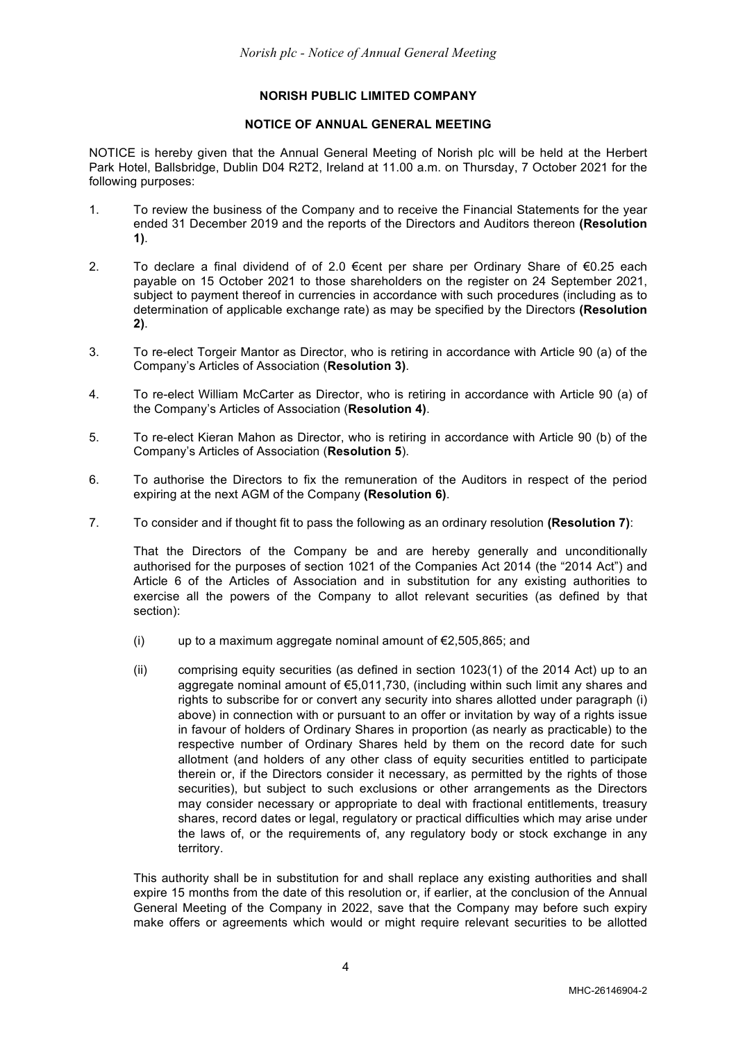**NORISH PUBLIC LIMITED COMPANY**

**NOTICE OF ANNUAL GENERAL MEETING**

NOTICE is hereby given that the Annual General Meeting of Norish plc will be held at the Herbert Park Hotel, Ballsbridge, Dublin D04 R2T2, Ireland at 11.00 a.m. on Thursday, 7 October 2021 for the following purposes:

1. To review the business of the Company and to receive the Financial Statements for the year ended 31 December 2019 and the reports of the Directors and Auditors thereon **(Resolution 1)**.

2. To declare a final dividend of of 2.0 €cent per share per Ordinary Share of €0.25 each payable on 15 October 2021 to those shareholders on the register on 24 September 2021, subject to payment thereof in currencies in accordance with such procedures (including as to determination of applicable exchange rate) as may be specified by the Directors **(Resolution 2)**.

3. To re-elect Torgeir Mantor as Director, who is retiring in accordance with Article 90 (a) of the Company's Articles of Association (**Resolution 3)**.

4. To re-elect William McCarter as Director, who is retiring in accordance with Article 90 (a) of the Company's Articles of Association (**Resolution 4)**.

5. To re-elect Kieran Mahon as Director, who is retiring in accordance with Article 90 (b) of the Company's Articles of Association (**Resolution 5**).

6. To authorise the Directors to fix the remuneration of the Auditors in respect of the period expiring at the next AGM of the Company **(Resolution 6)**.

7. To consider and if thought fit to pass the following as an ordinary resolution **(Resolution 7)**:

   That the Directors of the Company be and are hereby generally and unconditionally authorised for the purposes of section 1021 of the Companies Act 2014 (the "2014 Act") and Article 6 of the Articles of Association and in substitution for any existing authorities to exercise all the powers of the Company to allot relevant securities (as defined by that section):

   (i) up to a maximum aggregate nominal amount of €2,505,865; and

   (ii) comprising equity securities (as defined in section 1023(1) of the 2014 Act) up to an aggregate nominal amount of €5,011,730, (including within such limit any shares and rights to subscribe for or convert any security into shares allotted under paragraph (i) above) in connection with or pursuant to an offer or invitation by way of a rights issue in favour of holders of Ordinary Shares in proportion (as nearly as practicable) to the respective number of Ordinary Shares held by them on the record date for such allotment (and holders of any other class of equity securities entitled to participate therein or, if the Directors consider it necessary, as permitted by the rights of those securities), but subject to such exclusions or other arrangements as the Directors may consider necessary or appropriate to deal with fractional entitlements, treasury shares, record dates or legal, regulatory or practical difficulties which may arise under the laws of, or the requirements of, any regulatory body or stock exchange in any territory.

   This authority shall be in substitution for and shall replace any existing authorities and shall expire 15 months from the date of this resolution or, if earlier, at the conclusion of the Annual General Meeting of the Company in 2022, save that the Company may before such expiry make offers or agreements which would or might require relevant securities to be allotted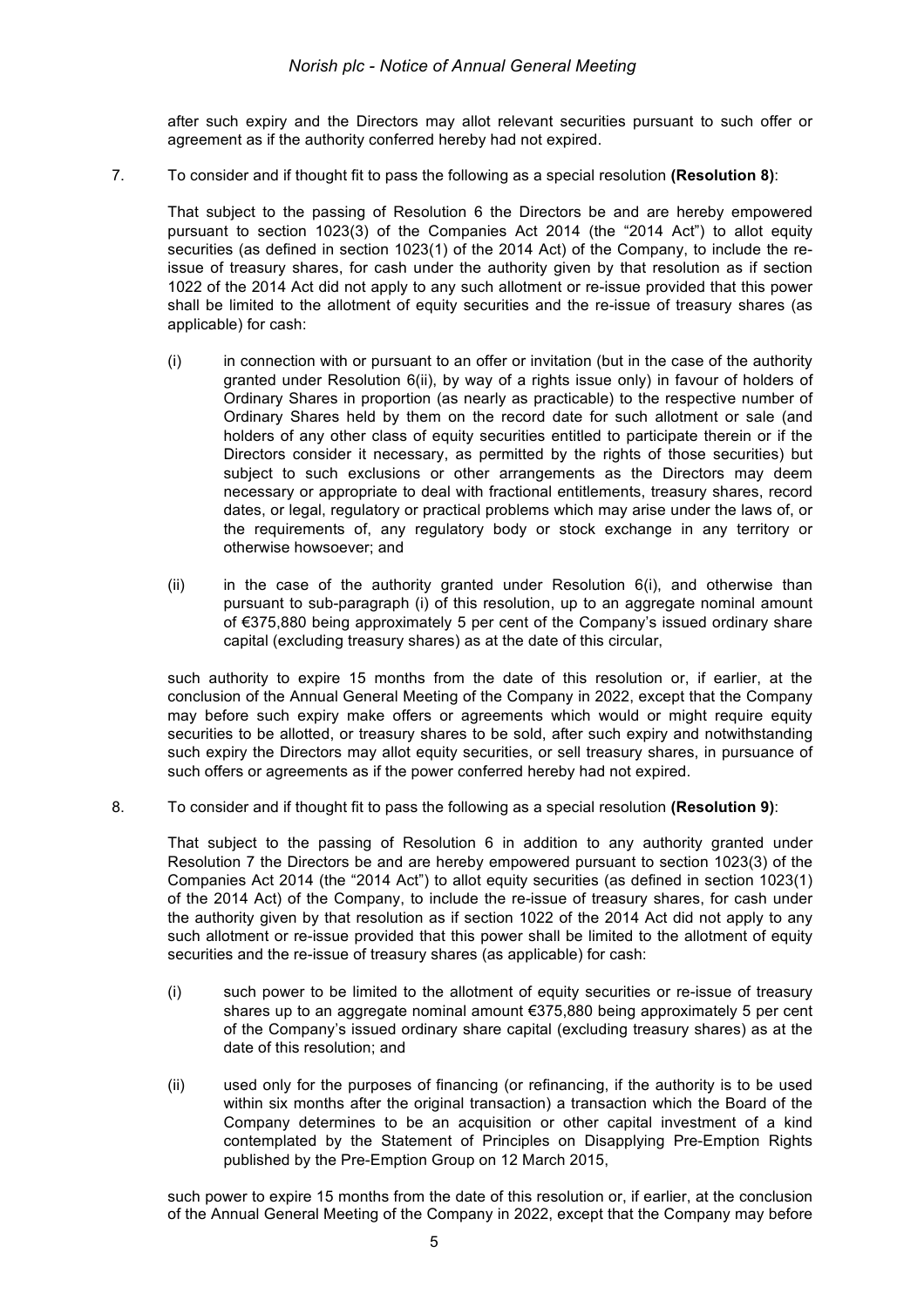after such expiry and the Directors may allot relevant securities pursuant to such offer or agreement as if the authority conferred hereby had not expired.

7. To consider and if thought fit to pass the following as a special resolution **(Resolution 8)**:

That subject to the passing of Resolution 6 the Directors be and are hereby empowered pursuant to section 1023(3) of the Companies Act 2014 (the "2014 Act") to allot equity securities (as defined in section 1023(1) of the 2014 Act) of the Company, to include the re-issue of treasury shares, for cash under the authority given by that resolution as if section 1022 of the 2014 Act did not apply to any such allotment or re-issue provided that this power shall be limited to the allotment of equity securities and the re-issue of treasury shares (as applicable) for cash:

(i) in connection with or pursuant to an offer or invitation (but in the case of the authority granted under Resolution 6(ii), by way of a rights issue only) in favour of holders of Ordinary Shares in proportion (as nearly as practicable) to the respective number of Ordinary Shares held by them on the record date for such allotment or sale (and holders of any other class of equity securities entitled to participate therein or if the Directors consider it necessary, as permitted by the rights of those securities) but subject to such exclusions or other arrangements as the Directors may deem necessary or appropriate to deal with fractional entitlements, treasury shares, record dates, or legal, regulatory or practical problems which may arise under the laws of, or the requirements of, any regulatory body or stock exchange in any territory or otherwise howsoever; and

(ii) in the case of the authority granted under Resolution 6(i), and otherwise than pursuant to sub-paragraph (i) of this resolution, up to an aggregate nominal amount of €375,880 being approximately 5 per cent of the Company's issued ordinary share capital (excluding treasury shares) as at the date of this circular,

such authority to expire 15 months from the date of this resolution or, if earlier, at the conclusion of the Annual General Meeting of the Company in 2022, except that the Company may before such expiry make offers or agreements which would or might require equity securities to be allotted, or treasury shares to be sold, after such expiry and notwithstanding such expiry the Directors may allot equity securities, or sell treasury shares, in pursuance of such offers or agreements as if the power conferred hereby had not expired.

8. To consider and if thought fit to pass the following as a special resolution **(Resolution 9)**:

That subject to the passing of Resolution 6 in addition to any authority granted under Resolution 7 the Directors be and are hereby empowered pursuant to section 1023(3) of the Companies Act 2014 (the "2014 Act") to allot equity securities (as defined in section 1023(1) of the 2014 Act) of the Company, to include the re-issue of treasury shares, for cash under the authority given by that resolution as if section 1022 of the 2014 Act did not apply to any such allotment or re-issue provided that this power shall be limited to the allotment of equity securities and the re-issue of treasury shares (as applicable) for cash:

(i) such power to be limited to the allotment of equity securities or re-issue of treasury shares up to an aggregate nominal amount €375,880 being approximately 5 per cent of the Company's issued ordinary share capital (excluding treasury shares) as at the date of this resolution; and

(ii) used only for the purposes of financing (or refinancing, if the authority is to be used within six months after the original transaction) a transaction which the Board of the Company determines to be an acquisition or other capital investment of a kind contemplated by the Statement of Principles on Disapplying Pre-Emption Rights published by the Pre-Emption Group on 12 March 2015,

such power to expire 15 months from the date of this resolution or, if earlier, at the conclusion of the Annual General Meeting of the Company in 2022, except that the Company may before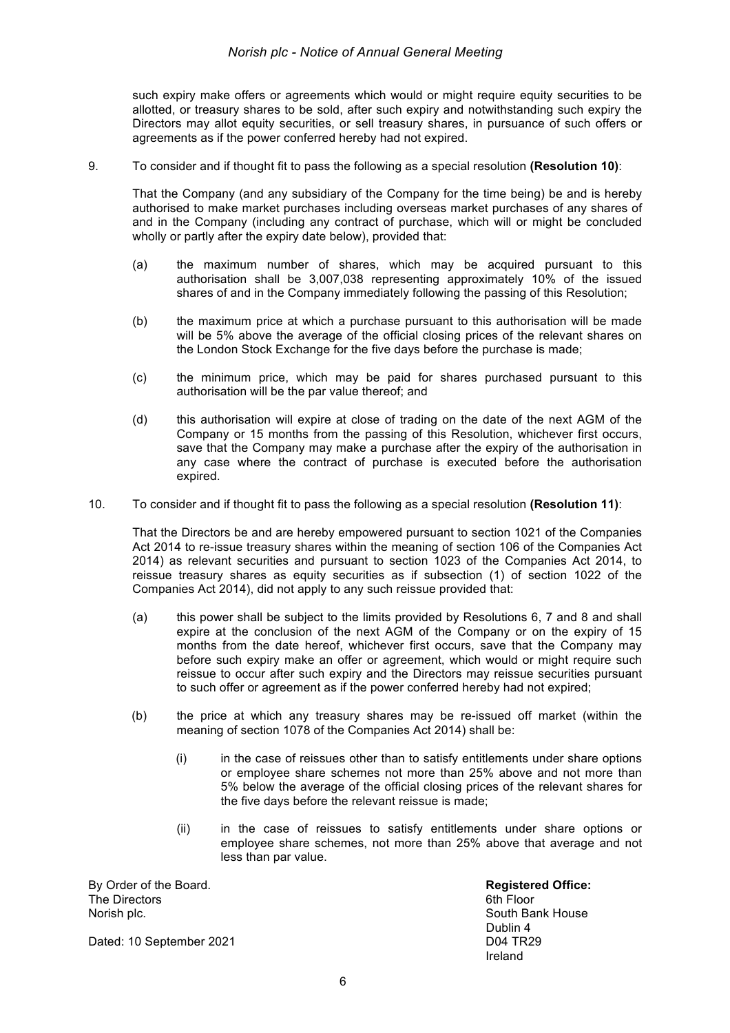such expiry make offers or agreements which would or might require equity securities to be allotted, or treasury shares to be sold, after such expiry and notwithstanding such expiry the Directors may allot equity securities, or sell treasury shares, in pursuance of such offers or agreements as if the power conferred hereby had not expired.

9. To consider and if thought fit to pass the following as a special resolution **(Resolution 10)**:

   That the Company (and any subsidiary of the Company for the time being) be and is hereby authorised to make market purchases including overseas market purchases of any shares of and in the Company (including any contract of purchase, which will or might be concluded wholly or partly after the expiry date below), provided that:

   (a) the maximum number of shares, which may be acquired pursuant to this authorisation shall be 3,007,038 representing approximately 10% of the issued shares of and in the Company immediately following the passing of this Resolution;

   (b) the maximum price at which a purchase pursuant to this authorisation will be made will be 5% above the average of the official closing prices of the relevant shares on the London Stock Exchange for the five days before the purchase is made;

   (c) the minimum price, which may be paid for shares purchased pursuant to this authorisation will be the par value thereof; and

   (d) this authorisation will expire at close of trading on the date of the next AGM of the Company or 15 months from the passing of this Resolution, whichever first occurs, save that the Company may make a purchase after the expiry of the authorisation in any case where the contract of purchase is executed before the authorisation expired.

10. To consider and if thought fit to pass the following as a special resolution **(Resolution 11)**:

    That the Directors be and are hereby empowered pursuant to section 1021 of the Companies Act 2014 to re-issue treasury shares within the meaning of section 106 of the Companies Act 2014) as relevant securities and pursuant to section 1023 of the Companies Act 2014, to reissue treasury shares as equity securities as if subsection (1) of section 1022 of the Companies Act 2014), did not apply to any such reissue provided that:

    (a) this power shall be subject to the limits provided by Resolutions 6, 7 and 8 and shall expire at the conclusion of the next AGM of the Company or on the expiry of 15 months from the date hereof, whichever first occurs, save that the Company may before such expiry make an offer or agreement, which would or might require such reissue to occur after such expiry and the Directors may reissue securities pursuant to such offer or agreement as if the power conferred hereby had not expired;

    (b) the price at which any treasury shares may be re-issued off market (within the meaning of section 1078 of the Companies Act 2014) shall be:

       (i) in the case of reissues other than to satisfy entitlements under share options or employee share schemes not more than 25% above and not more than 5% below the average of the official closing prices of the relevant shares for the five days before the relevant reissue is made;

       (ii) in the case of reissues to satisfy entitlements under share options or employee share schemes, not more than 25% above that average and not less than par value.

By Order of the Board.
The Directors
Norish plc.

Dated: 10 September 2021

**Registered Office:**
6th Floor
South Bank House
Dublin 4
D04 TR29
Ireland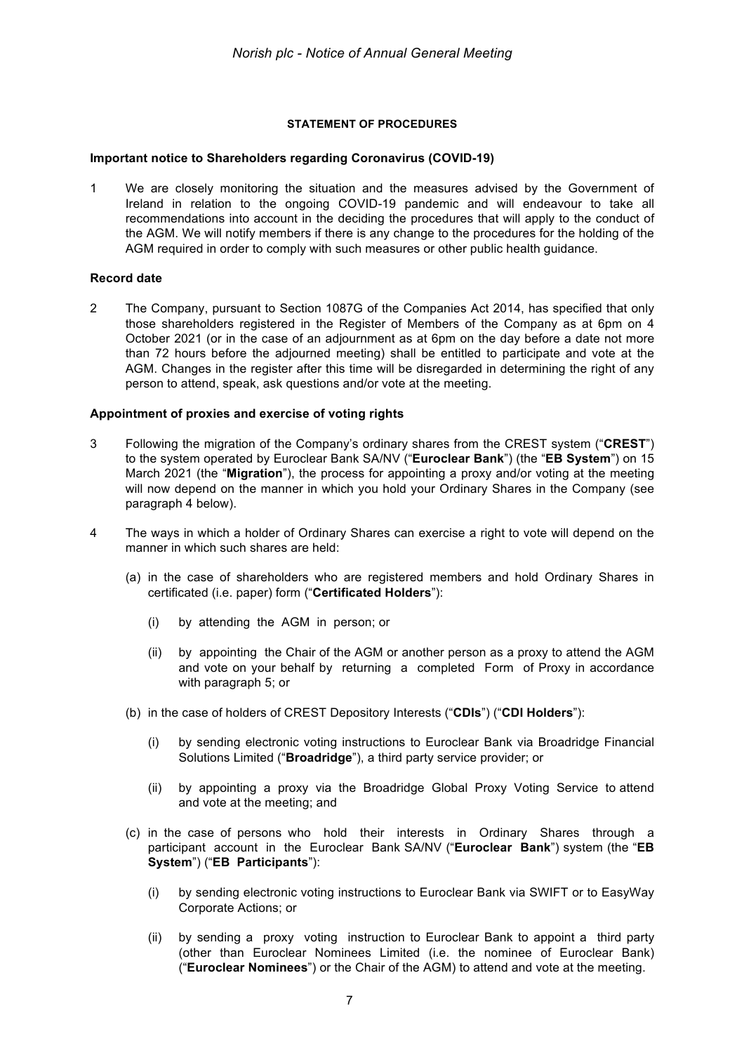**STATEMENT OF PROCEDURES**

**Important notice to Shareholders regarding Coronavirus (COVID-19)**

1 We are closely monitoring the situation and the measures advised by the Government of Ireland in relation to the ongoing COVID-19 pandemic and will endeavour to take all recommendations into account in the deciding the procedures that will apply to the conduct of the AGM. We will notify members if there is any change to the procedures for the holding of the AGM required in order to comply with such measures or other public health guidance.

**Record date**

2 The Company, pursuant to Section 1087G of the Companies Act 2014, has specified that only those shareholders registered in the Register of Members of the Company as at 6pm on 4 October 2021 (or in the case of an adjournment as at 6pm on the day before a date not more than 72 hours before the adjourned meeting) shall be entitled to participate and vote at the AGM. Changes in the register after this time will be disregarded in determining the right of any person to attend, speak, ask questions and/or vote at the meeting.

**Appointment of proxies and exercise of voting rights**

3 Following the migration of the Company's ordinary shares from the CREST system ("**CREST**") to the system operated by Euroclear Bank SA/NV ("**Euroclear Bank**") (the "**EB System**") on 15 March 2021 (the "**Migration**"), the process for appointing a proxy and/or voting at the meeting will now depend on the manner in which you hold your Ordinary Shares in the Company (see paragraph 4 below).

4 The ways in which a holder of Ordinary Shares can exercise a right to vote will depend on the manner in which such shares are held:

(a) in the case of shareholders who are registered members and hold Ordinary Shares in certificated (i.e. paper) form ("**Certificated Holders**"):

(i) by attending the AGM in person; or

(ii) by appointing the Chair of the AGM or another person as a proxy to attend the AGM and vote on your behalf by returning a completed Form of Proxy in accordance with paragraph 5; or

(b) in the case of holders of CREST Depository Interests ("**CDIs**") ("**CDI Holders**"):

(i) by sending electronic voting instructions to Euroclear Bank via Broadridge Financial Solutions Limited ("**Broadridge**"), a third party service provider; or

(ii) by appointing a proxy via the Broadridge Global Proxy Voting Service to attend and vote at the meeting; and

(c) in the case of persons who hold their interests in Ordinary Shares through a participant account in the Euroclear Bank SA/NV ("**Euroclear Bank**") system (the "**EB System**") ("**EB Participants**"):

(i) by sending electronic voting instructions to Euroclear Bank via SWIFT or to EasyWay Corporate Actions; or

(ii) by sending a proxy voting instruction to Euroclear Bank to appoint a third party (other than Euroclear Nominees Limited (i.e. the nominee of Euroclear Bank) ("**Euroclear Nominees**") or the Chair of the AGM) to attend and vote at the meeting.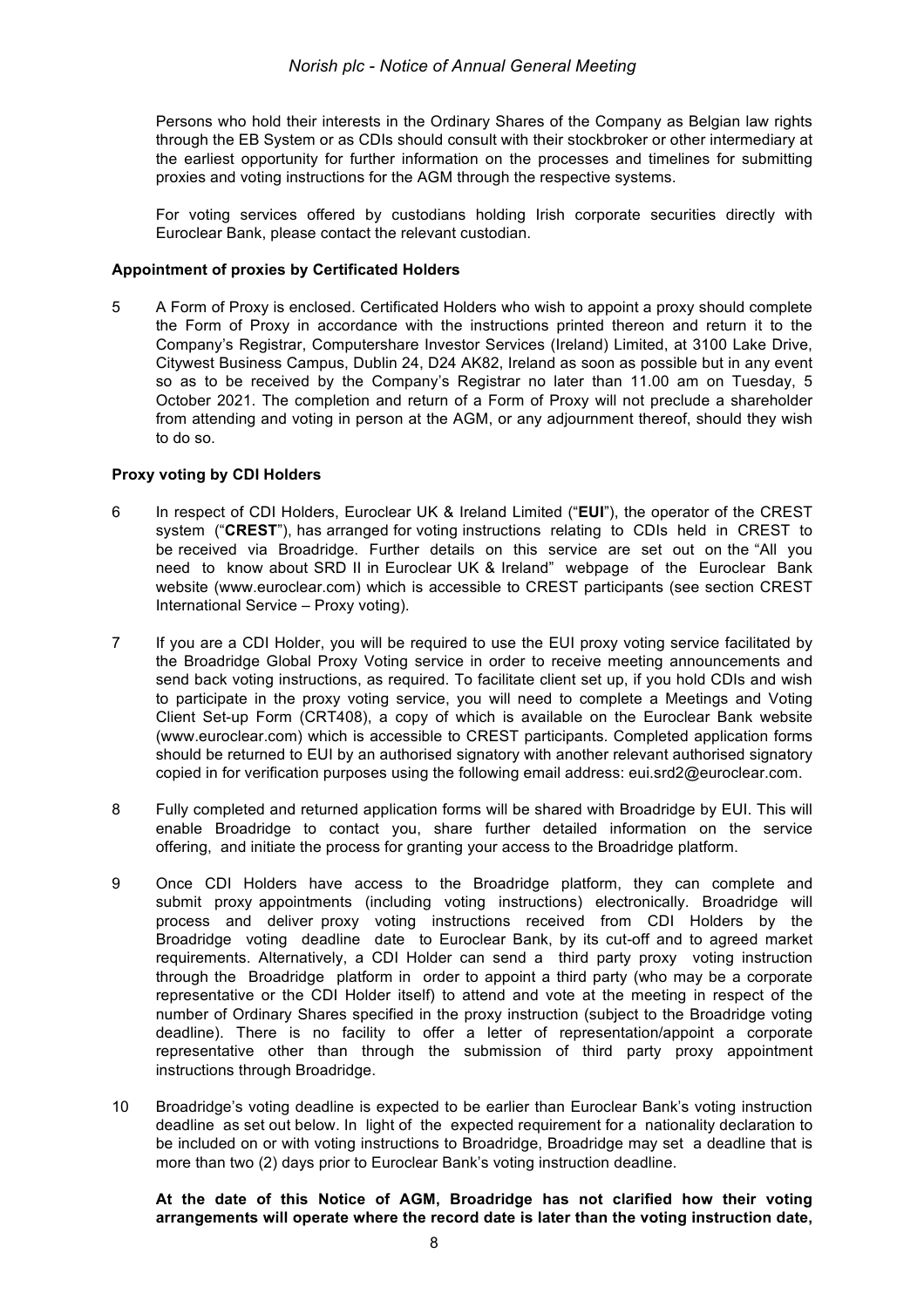Persons who hold their interests in the Ordinary Shares of the Company as Belgian law rights through the EB System or as CDIs should consult with their stockbroker or other intermediary at the earliest opportunity for further information on the processes and timelines for submitting proxies and voting instructions for the AGM through the respective systems.

For voting services offered by custodians holding Irish corporate securities directly with Euroclear Bank, please contact the relevant custodian.

**Appointment of proxies by Certificated Holders**

5 A Form of Proxy is enclosed. Certificated Holders who wish to appoint a proxy should complete the Form of Proxy in accordance with the instructions printed thereon and return it to the Company's Registrar, Computershare Investor Services (Ireland) Limited, at 3100 Lake Drive, Citywest Business Campus, Dublin 24, D24 AK82, Ireland as soon as possible but in any event so as to be received by the Company's Registrar no later than 11.00 am on Tuesday, 5 October 2021. The completion and return of a Form of Proxy will not preclude a shareholder from attending and voting in person at the AGM, or any adjournment thereof, should they wish to do so.

**Proxy voting by CDI Holders**

6 In respect of CDI Holders, Euroclear UK & Ireland Limited ("**EUI**"), the operator of the CREST system ("**CREST**"), has arranged for voting instructions relating to CDIs held in CREST to be received via Broadridge. Further details on this service are set out on the "All you need to know about SRD II in Euroclear UK & Ireland" webpage of the Euroclear Bank website (www.euroclear.com) which is accessible to CREST participants (see section CREST International Service – Proxy voting).

7 If you are a CDI Holder, you will be required to use the EUI proxy voting service facilitated by the Broadridge Global Proxy Voting service in order to receive meeting announcements and send back voting instructions, as required. To facilitate client set up, if you hold CDIs and wish to participate in the proxy voting service, you will need to complete a Meetings and Voting Client Set-up Form (CRT408), a copy of which is available on the Euroclear Bank website (www.euroclear.com) which is accessible to CREST participants. Completed application forms should be returned to EUI by an authorised signatory with another relevant authorised signatory copied in for verification purposes using the following email address: eui.srd2@euroclear.com.

8 Fully completed and returned application forms will be shared with Broadridge by EUI. This will enable Broadridge to contact you, share further detailed information on the service offering, and initiate the process for granting your access to the Broadridge platform.

9 Once CDI Holders have access to the Broadridge platform, they can complete and submit proxy appointments (including voting instructions) electronically. Broadridge will process and deliver proxy voting instructions received from CDI Holders by the Broadridge voting deadline date to Euroclear Bank, by its cut-off and to agreed market requirements. Alternatively, a CDI Holder can send a third party proxy voting instruction through the Broadridge platform in order to appoint a third party (who may be a corporate representative or the CDI Holder itself) to attend and vote at the meeting in respect of the number of Ordinary Shares specified in the proxy instruction (subject to the Broadridge voting deadline). There is no facility to offer a letter of representation/appoint a corporate representative other than through the submission of third party proxy appointment instructions through Broadridge.

10 Broadridge's voting deadline is expected to be earlier than Euroclear Bank's voting instruction deadline as set out below. In light of the expected requirement for a nationality declaration to be included on or with voting instructions to Broadridge, Broadridge may set a deadline that is more than two (2) days prior to Euroclear Bank's voting instruction deadline.

**At the date of this Notice of AGM, Broadridge has not clarified how their voting arrangements will operate where the record date is later than the voting instruction date,**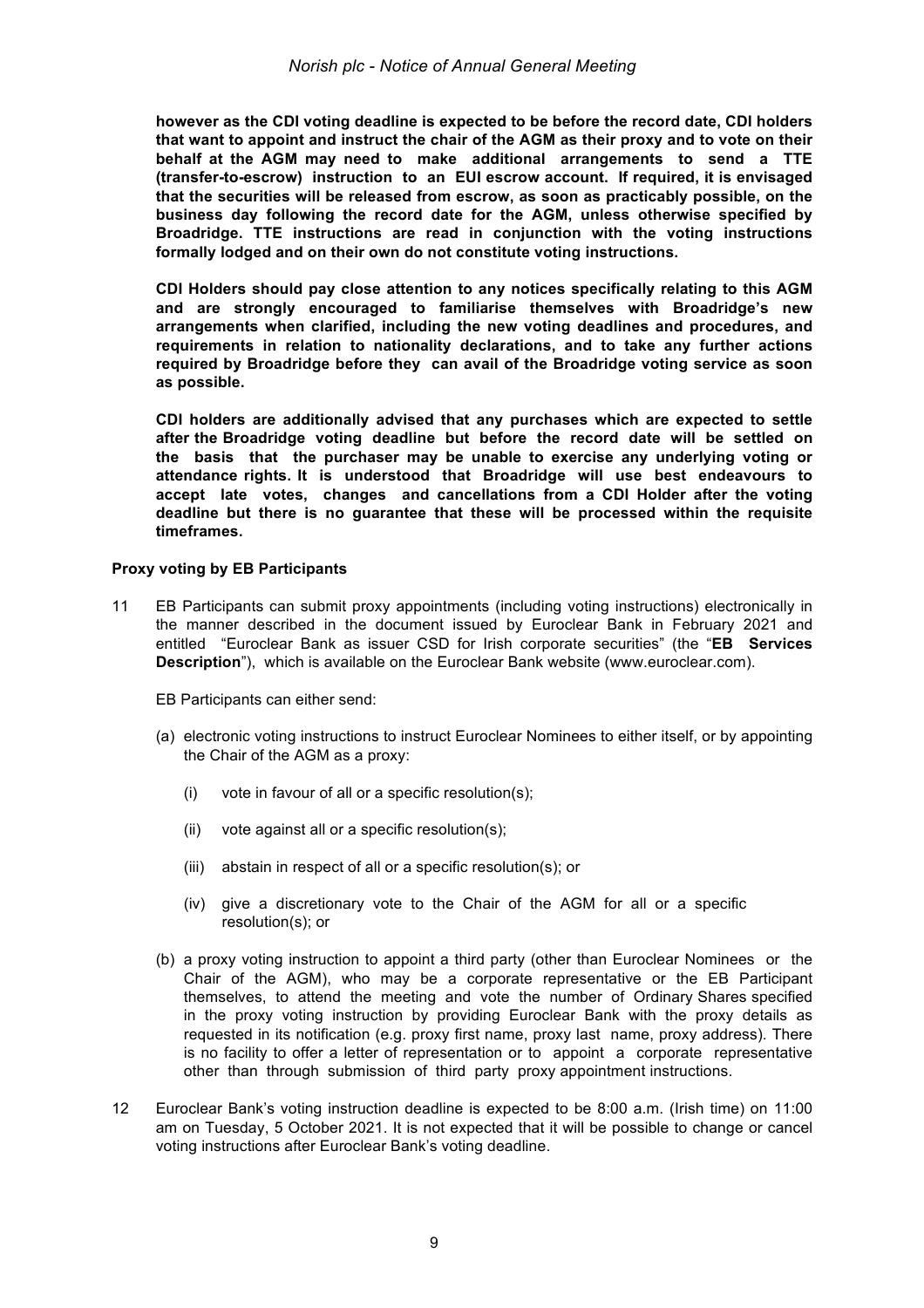**however as the CDI voting deadline is expected to be before the record date, CDI holders that want to appoint and instruct the chair of the AGM as their proxy and to vote on their behalf at the AGM may need to make additional arrangements to send a TTE (transfer-to-escrow) instruction to an EUI escrow account. If required, it is envisaged that the securities will be released from escrow, as soon as practicably possible, on the business day following the record date for the AGM, unless otherwise specified by Broadridge. TTE instructions are read in conjunction with the voting instructions formally lodged and on their own do not constitute voting instructions.**

**CDI Holders should pay close attention to any notices specifically relating to this AGM and are strongly encouraged to familiarise themselves with Broadridge's new arrangements when clarified, including the new voting deadlines and procedures, and requirements in relation to nationality declarations, and to take any further actions required by Broadridge before they can avail of the Broadridge voting service as soon as possible.**

**CDI holders are additionally advised that any purchases which are expected to settle after the Broadridge voting deadline but before the record date will be settled on the basis that the purchaser may be unable to exercise any underlying voting or attendance rights. It is understood that Broadridge will use best endeavours to accept late votes, changes and cancellations from a CDI Holder after the voting deadline but there is no guarantee that these will be processed within the requisite timeframes.**

**Proxy voting by EB Participants**

11 EB Participants can submit proxy appointments (including voting instructions) electronically in the manner described in the document issued by Euroclear Bank in February 2021 and entitled "Euroclear Bank as issuer CSD for Irish corporate securities" (the "**EB Services Description**"), which is available on the Euroclear Bank website (www.euroclear.com).

EB Participants can either send:

(a) electronic voting instructions to instruct Euroclear Nominees to either itself, or by appointing the Chair of the AGM as a proxy:

   (i) vote in favour of all or a specific resolution(s);

   (ii) vote against all or a specific resolution(s);

   (iii) abstain in respect of all or a specific resolution(s); or

   (iv) give a discretionary vote to the Chair of the AGM for all or a specific resolution(s); or

(b) a proxy voting instruction to appoint a third party (other than Euroclear Nominees or the Chair of the AGM), who may be a corporate representative or the EB Participant themselves, to attend the meeting and vote the number of Ordinary Shares specified in the proxy voting instruction by providing Euroclear Bank with the proxy details as requested in its notification (e.g. proxy first name, proxy last name, proxy address). There is no facility to offer a letter of representation or to appoint a corporate representative other than through submission of third party proxy appointment instructions.

12 Euroclear Bank's voting instruction deadline is expected to be 8:00 a.m. (Irish time) on 11:00 am on Tuesday, 5 October 2021. It is not expected that it will be possible to change or cancel voting instructions after Euroclear Bank's voting deadline.